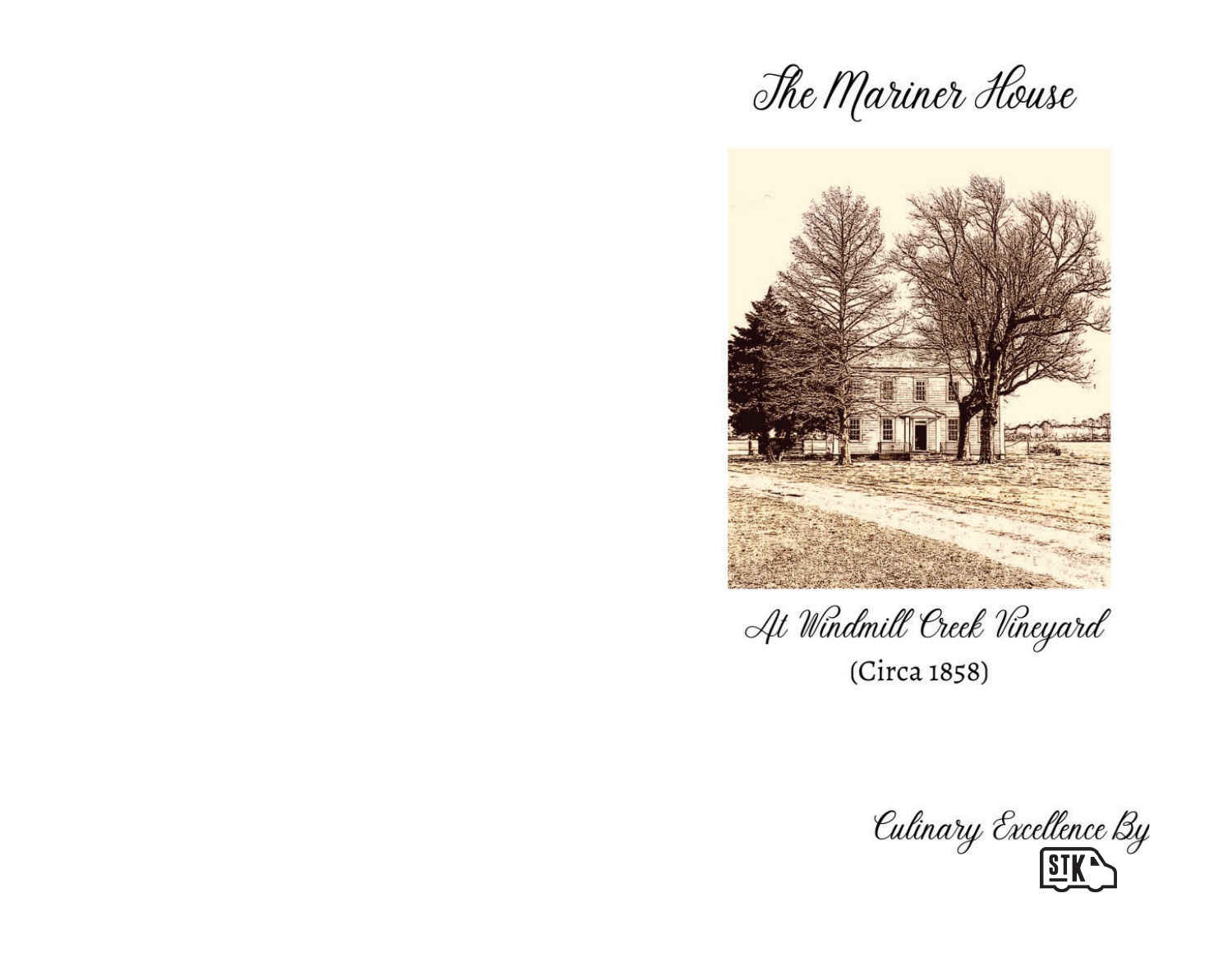# The Mariner House

At Windmill Creek Vineyard

(Circa 1858)

Culinary Excellence By

STK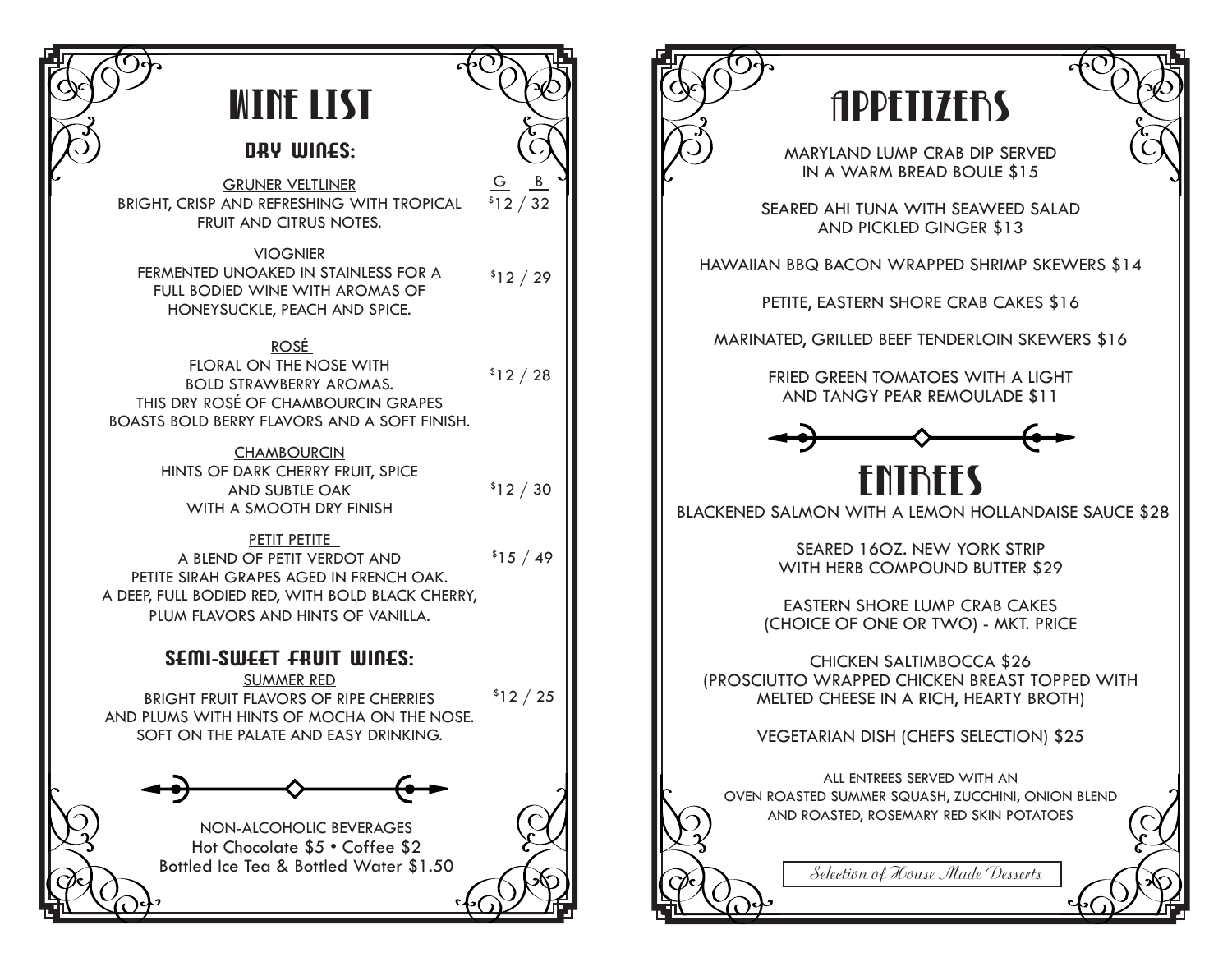# WINE LIST

## DRY WINES:

| | G / B |
|---|---|
| **GRUNER VELTLINER**<br>BRIGHT, CRISP AND REFRESHING WITH TROPICAL FRUIT AND CITRUS NOTES. | $12 / 32 |
| **VIOGNIER**<br>FERMENTED UNOAKED IN STAINLESS FOR A FULL BODIED WINE WITH AROMAS OF HONEYSUCKLE, PEACH AND SPICE. | $12 / 29 |
| **ROSÉ**<br>FLORAL ON THE NOSE WITH BOLD STRAWBERRY AROMAS. THIS DRY ROSÉ OF CHAMBOURCIN GRAPES BOASTS BOLD BERRY FLAVORS AND A SOFT FINISH. | $12 / 28 |
| **CHAMBOURCIN**<br>HINTS OF DARK CHERRY FRUIT, SPICE AND SUBTLE OAK WITH A SMOOTH DRY FINISH | $12 / 30 |
| **PETIT PETITE**<br>A BLEND OF PETIT VERDOT AND PETITE SIRAH GRAPES AGED IN FRENCH OAK. A DEEP, FULL BODIED RED, WITH BOLD BLACK CHERRY, PLUM FLAVORS AND HINTS OF VANILLA. | $15 / 49 |

## SEMI-SWEET FRUIT WINES:

| | G / B |
|---|---|
| **SUMMER RED**<br>BRIGHT FRUIT FLAVORS OF RIPE CHERRIES AND PLUMS WITH HINTS OF MOCHA ON THE NOSE. SOFT ON THE PALATE AND EASY DRINKING. | $12 / 25 |

NON-ALCOHOLIC BEVERAGES

Hot Chocolate $5 • Coffee $2

Bottled Ice Tea & Bottled Water $1.50

# APPETIZERS

MARYLAND LUMP CRAB DIP SERVED IN A WARM BREAD BOULE $15

SEARED AHI TUNA WITH SEAWEED SALAD AND PICKLED GINGER $13

HAWAIIAN BBQ BACON WRAPPED SHRIMP SKEWERS $14

PETITE, EASTERN SHORE CRAB CAKES $16

MARINATED, GRILLED BEEF TENDERLOIN SKEWERS $16

FRIED GREEN TOMATOES WITH A LIGHT AND TANGY PEAR REMOULADE $11

# ENTREES

BLACKENED SALMON WITH A LEMON HOLLANDAISE SAUCE $28

SEARED 16OZ. NEW YORK STRIP WITH HERB COMPOUND BUTTER $29

EASTERN SHORE LUMP CRAB CAKES (CHOICE OF ONE OR TWO) - MKT. PRICE

CHICKEN SALTIMBOCCA $26 (PROSCIUTTO WRAPPED CHICKEN BREAST TOPPED WITH MELTED CHEESE IN A RICH, HEARTY BROTH)

VEGETARIAN DISH (CHEFS SELECTION) $25

ALL ENTREES SERVED WITH AN OVEN ROASTED SUMMER SQUASH, ZUCCHINI, ONION BLEND AND ROASTED, ROSEMARY RED SKIN POTATOES

*Selection of House Made Desserts*